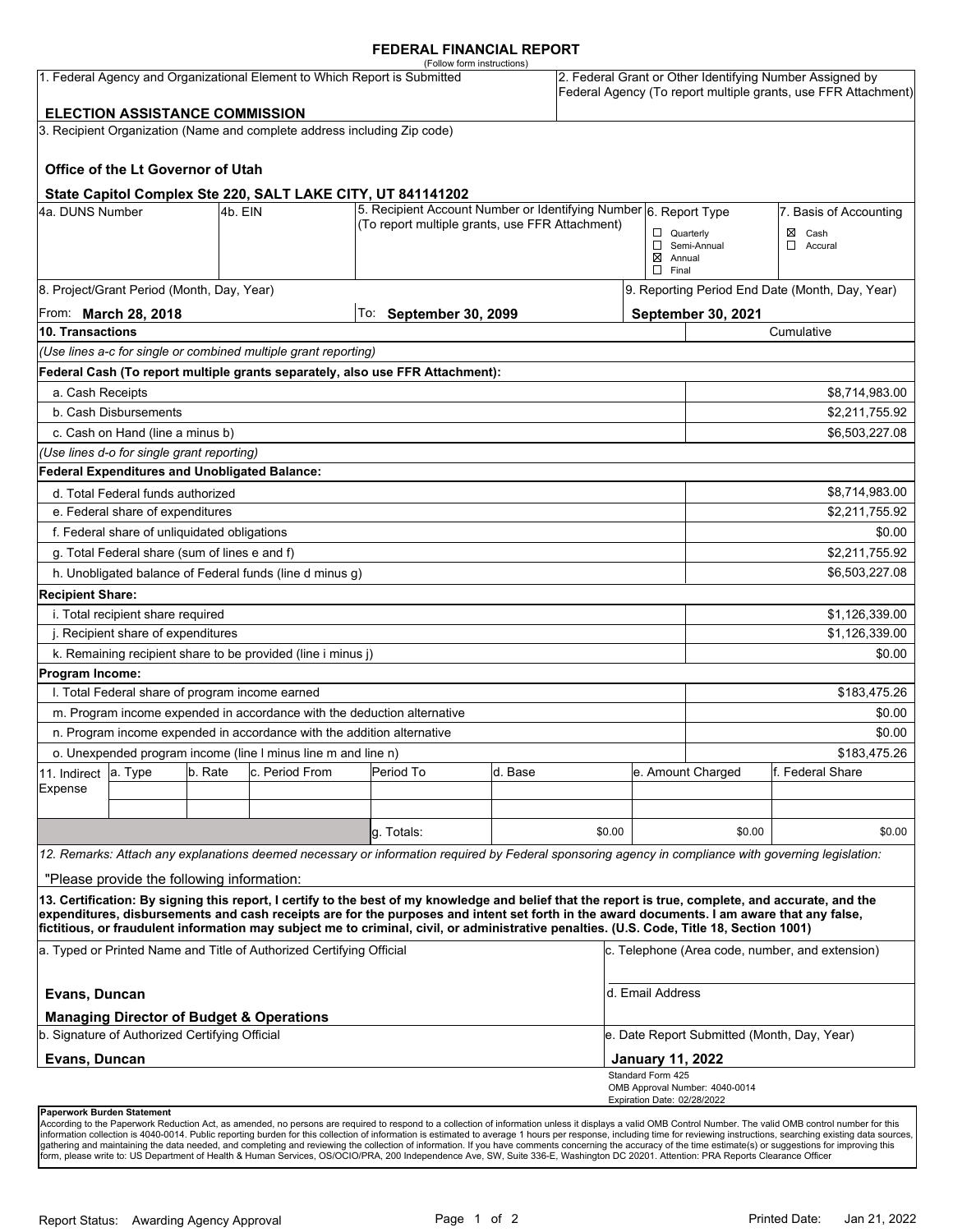# FEDERAL FINANCIAL REPORT

(Follow form instructions)

| 1. Federal Agency and Organizational Element to Which Report is Submitted | 2. Federal Grant or Other Identifying Number Assigned by Federal Agency (To report multiple grants, use FFR Attachment) |
|---|---|
| **ELECTION ASSISTANCE COMMISSION** | |

3. Recipient Organization (Name and complete address including Zip code)

**Office of the Lt Governor of Utah**

**State Capitol Complex Ste 220, SALT LAKE CITY, UT 841141202**

| 4a. DUNS Number | 4b. EIN | 5. Recipient Account Number or Identifying Number (To report multiple grants, use FFR Attachment) | 6. Report Type | 7. Basis of Accounting |
|---|---|---|---|---|
| | | | ☐ Quarterly ☐ Semi-Annual ☒ Annual ☐ Final | ☒ Cash ☐ Accural |

| 8. Project/Grant Period (Month, Day, Year) | | 9. Reporting Period End Date (Month, Day, Year) |
|---|---|---|
| From: **March 28, 2018** | To: **September 30, 2099** | **September 30, 2021** |

| **10. Transactions** | Cumulative |
|---|---|
| *(Use lines a-c for single or combined multiple grant reporting)* | |
| **Federal Cash (To report multiple grants separately, also use FFR Attachment):** | |
| a. Cash Receipts | $8,714,983.00 |
| b. Cash Disbursements | $2,211,755.92 |
| c. Cash on Hand (line a minus b) | $6,503,227.08 |
| *(Use lines d-o for single grant reporting)* | |
| **Federal Expenditures and Unobligated Balance:** | |
| d. Total Federal funds authorized | $8,714,983.00 |
| e. Federal share of expenditures | $2,211,755.92 |
| f. Federal share of unliquidated obligations | $0.00 |
| g. Total Federal share (sum of lines e and f) | $2,211,755.92 |
| h. Unobligated balance of Federal funds (line d minus g) | $6,503,227.08 |
| **Recipient Share:** | |
| i. Total recipient share required | $1,126,339.00 |
| j. Recipient share of expenditures | $1,126,339.00 |
| k. Remaining recipient share to be provided (line i minus j) | $0.00 |
| **Program Income:** | |
| l. Total Federal share of program income earned | $183,475.26 |
| m. Program income expended in accordance with the deduction alternative | $0.00 |
| n. Program income expended in accordance with the addition alternative | $0.00 |
| o. Unexpended program income (line l minus line m and line n) | $183,475.26 |

| 11. Indirect Expense | a. Type | b. Rate | c. Period From | Period To | d. Base | e. Amount Charged | f. Federal Share |
|---|---|---|---|---|---|---|---|
| | | | | | | | |
| | | | | | | | |
| | | | | g. Totals: | $0.00 | $0.00 | $0.00 |

*12. Remarks: Attach any explanations deemed necessary or information required by Federal sponsoring agency in compliance with governing legislation:*

"Please provide the following information:

**13. Certification: By signing this report, I certify to the best of my knowledge and belief that the report is true, complete, and accurate, and the expenditures, disbursements and cash receipts are for the purposes and intent set forth in the award documents. I am aware that any false, fictitious, or fraudulent information may subject me to criminal, civil, or administrative penalties. (U.S. Code, Title 18, Section 1001)**

| a. Typed or Printed Name and Title of Authorized Certifying Official | c. Telephone (Area code, number, and extension) |
|---|---|
| **Evans, Duncan** | d. Email Address |
| **Managing Director of Budget & Operations** | |
| b. Signature of Authorized Certifying Official | e. Date Report Submitted (Month, Day, Year) |
| **Evans, Duncan** | **January 11, 2022** |

Standard Form 425
OMB Approval Number: 4040-0014
Expiration Date: 02/28/2022

**Paperwork Burden Statement**
According to the Paperwork Reduction Act, as amended, no persons are required to respond to a collection of information unless it displays a valid OMB Control Number. The valid OMB control number for this information collection is 4040-0014. Public reporting burden for this collection of information is estimated to average 1 hours per response, including time for reviewing instructions, searching existing data sources, gathering and maintaining the data needed, and completing and reviewing the collection of information. If you have comments concerning the accuracy of the time estimate(s) or suggestions for improving this form, please write to: US Department of Health & Human Services, OS/OCIO/PRA, 200 Independence Ave, SW, Suite 336-E, Washington DC 20201. Attention: PRA Reports Clearance Officer

Report Status: Awarding Agency Approval

Printed Date: Jan 21, 2022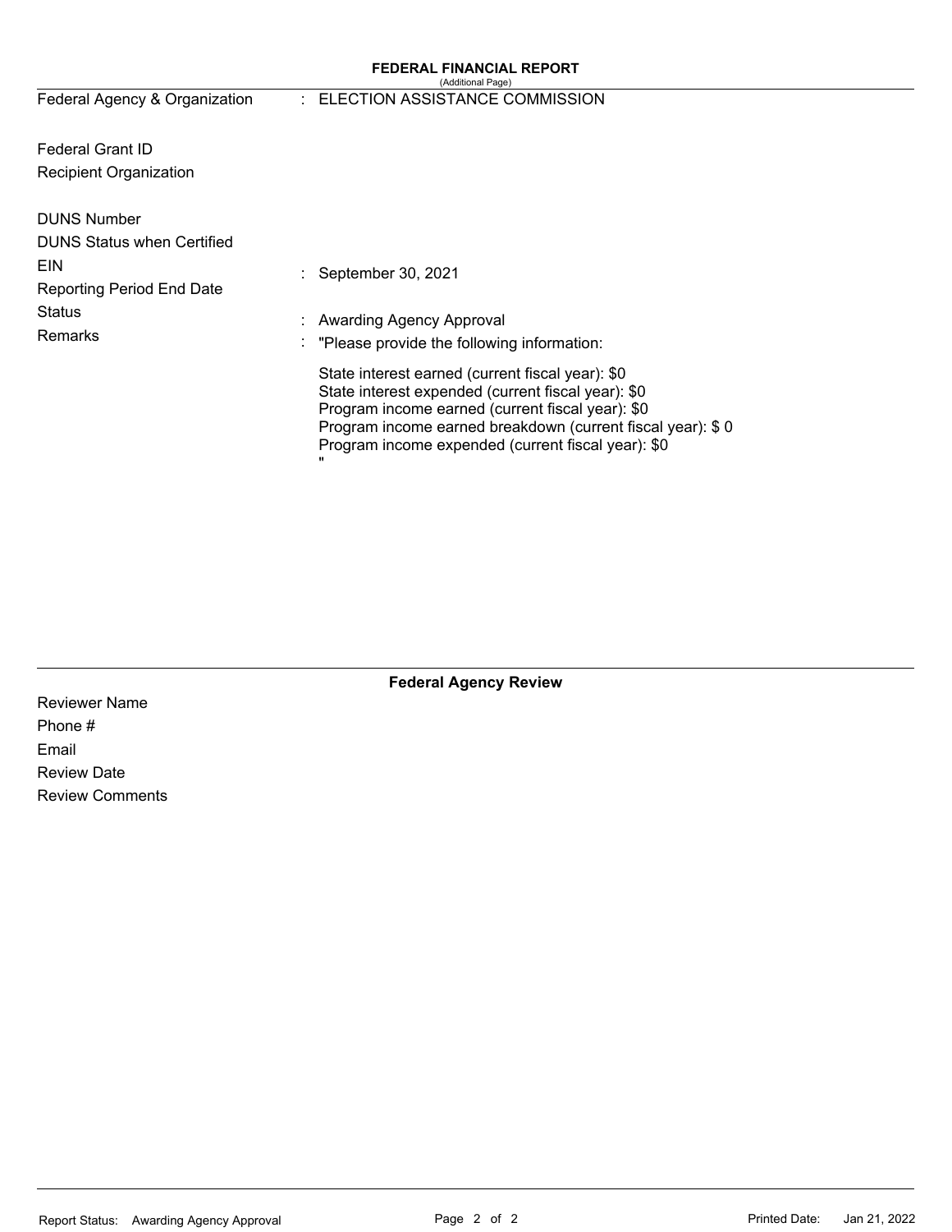## FEDERAL FINANCIAL REPORT

(Additional Page)

| | |
|---|---|
| Federal Agency & Organization | : ELECTION ASSISTANCE COMMISSION |
| Federal Grant ID | |
| Recipient Organization | |
| DUNS Number | |
| DUNS Status when Certified | |
| EIN | |
| Reporting Period End Date | : September 30, 2021 |
| Status | : Awarding Agency Approval |
| Remarks | : "Please provide the following information: |

State interest earned (current fiscal year): $0
State interest expended (current fiscal year): $0
Program income earned (current fiscal year): $0
Program income earned breakdown (current fiscal year): $ 0
Program income expended (current fiscal year): $0
"

### Federal Agency Review

Reviewer Name

Phone #

Email

Review Date

Review Comments

Report Status: Awarding Agency Approval

Printed Date: Jan 21, 2022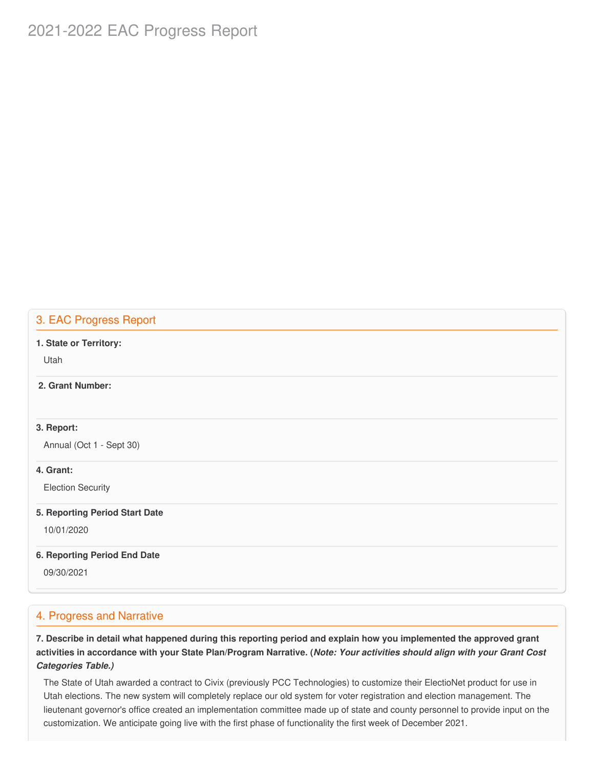# 2021-2022 EAC Progress Report

## 3. EAC Progress Report

**1. State or Territory:**

Utah

**2. Grant Number:**

**3. Report:**

Annual (Oct 1 - Sept 30)

**4. Grant:**

Election Security

**5. Reporting Period Start Date**

10/01/2020

**6. Reporting Period End Date**

09/30/2021

## 4. Progress and Narrative

**7. Describe in detail what happened during this reporting period and explain how you implemented the approved grant activities in accordance with your State Plan/Program Narrative. (*Note: Your activities should align with your Grant Cost Categories Table.)***

The State of Utah awarded a contract to Civix (previously PCC Technologies) to customize their ElectioNet product for use in Utah elections. The new system will completely replace our old system for voter registration and election management. The lieutenant governor's office created an implementation committee made up of state and county personnel to provide input on the customization. We anticipate going live with the first phase of functionality the first week of December 2021.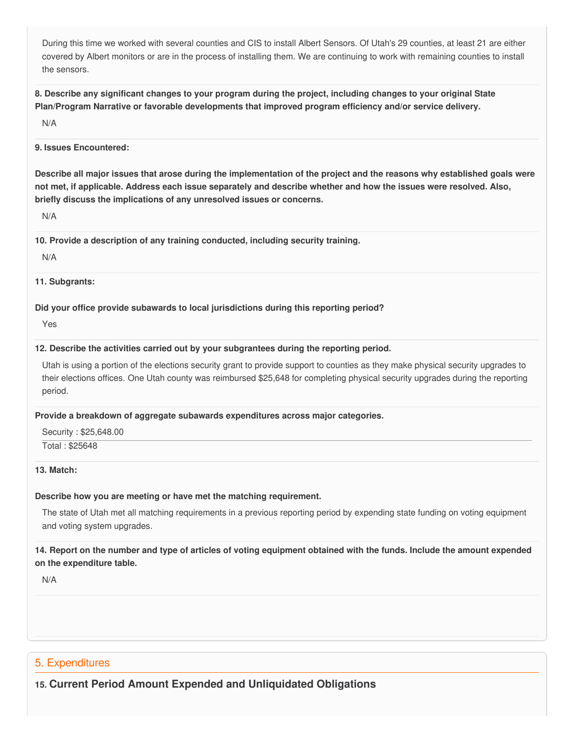During this time we worked with several counties and CIS to install Albert Sensors. Of Utah's 29 counties, at least 21 are either covered by Albert monitors or are in the process of installing them. We are continuing to work with remaining counties to install the sensors.

**8. Describe any significant changes to your program during the project, including changes to your original State Plan/Program Narrative or favorable developments that improved program efficiency and/or service delivery.**

N/A

**9. Issues Encountered:**

**Describe all major issues that arose during the implementation of the project and the reasons why established goals were not met, if applicable. Address each issue separately and describe whether and how the issues were resolved. Also, briefly discuss the implications of any unresolved issues or concerns.**

N/A

**10. Provide a description of any training conducted, including security training.**

N/A

**11. Subgrants:**

**Did your office provide subawards to local jurisdictions during this reporting period?**

Yes

**12. Describe the activities carried out by your subgrantees during the reporting period.**

Utah is using a portion of the elections security grant to provide support to counties as they make physical security upgrades to their elections offices. One Utah county was reimbursed $25,648 for completing physical security upgrades during the reporting period.

**Provide a breakdown of aggregate subawards expenditures across major categories.**

Security : $25,648.00

Total : $25648

**13. Match:**

**Describe how you are meeting or have met the matching requirement.**

The state of Utah met all matching requirements in a previous reporting period by expending state funding on voting equipment and voting system upgrades.

**14. Report on the number and type of articles of voting equipment obtained with the funds. Include the amount expended on the expenditure table.**

N/A

## 5. Expenditures

### 15. Current Period Amount Expended and Unliquidated Obligations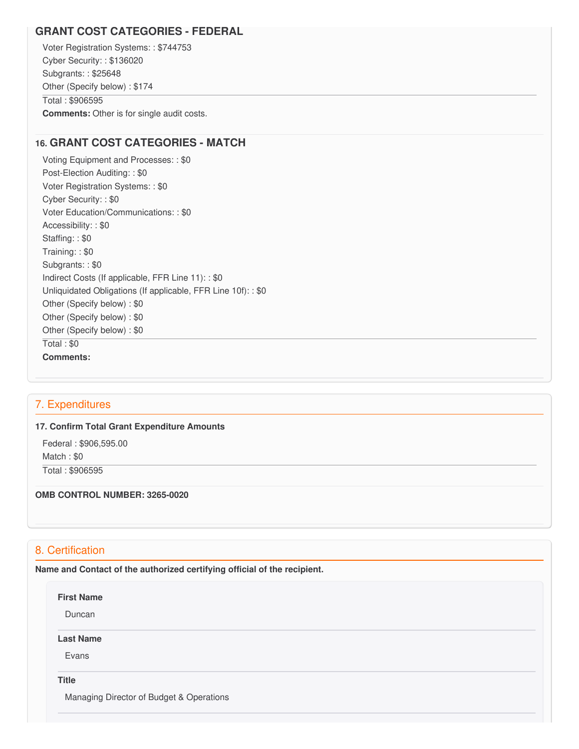### GRANT COST CATEGORIES - FEDERAL

Voter Registration Systems: : $744753
Cyber Security: : $136020
Subgrants: : $25648
Other (Specify below) : $174

Total : $906595

**Comments:** Other is for single audit costs.

### 16. GRANT COST CATEGORIES - MATCH

Voting Equipment and Processes: : $0
Post-Election Auditing: : $0
Voter Registration Systems: : $0
Cyber Security: : $0
Voter Education/Communications: : $0
Accessibility: : $0
Staffing: : $0
Training: : $0
Subgrants: : $0
Indirect Costs (If applicable, FFR Line 11): : $0
Unliquidated Obligations (If applicable, FFR Line 10f): : $0
Other (Specify below) : $0
Other (Specify below) : $0
Other (Specify below) : $0

Total : $0

**Comments:**

## 7. Expenditures

**17. Confirm Total Grant Expenditure Amounts**

Federal : $906,595.00
Match : $0

Total : $906595

**OMB CONTROL NUMBER: 3265-0020**

## 8. Certification

**Name and Contact of the authorized certifying official of the recipient.**

**First Name**

Duncan

**Last Name**

Evans

**Title**

Managing Director of Budget & Operations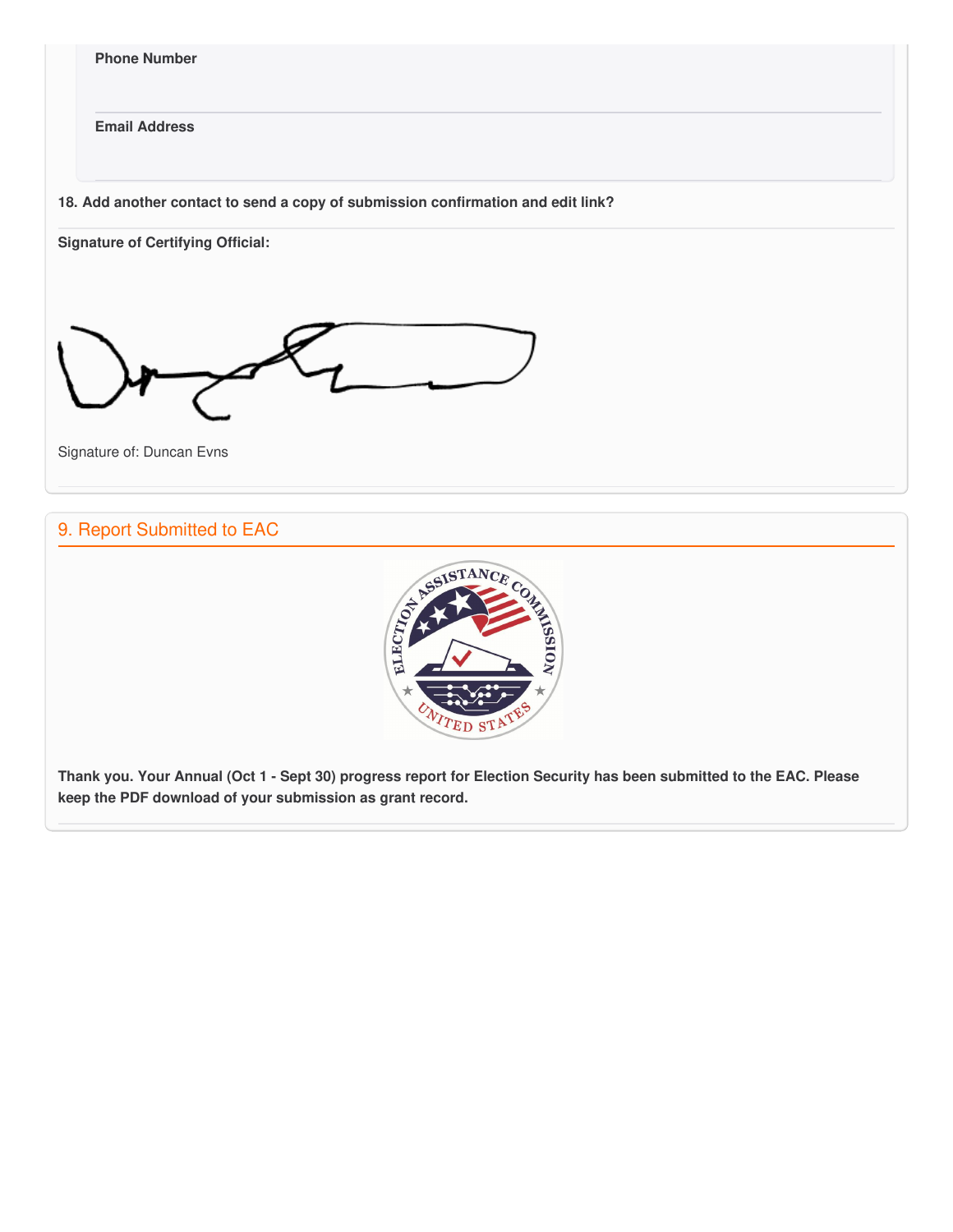**Phone Number**

**Email Address**

**18. Add another contact to send a copy of submission confirmation and edit link?**

**Signature of Certifying Official:**

Signature of: Duncan Evns

## 9. Report Submitted to EAC

**Thank you. Your Annual (Oct 1 - Sept 30) progress report for Election Security has been submitted to the EAC. Please keep the PDF download of your submission as grant record.**